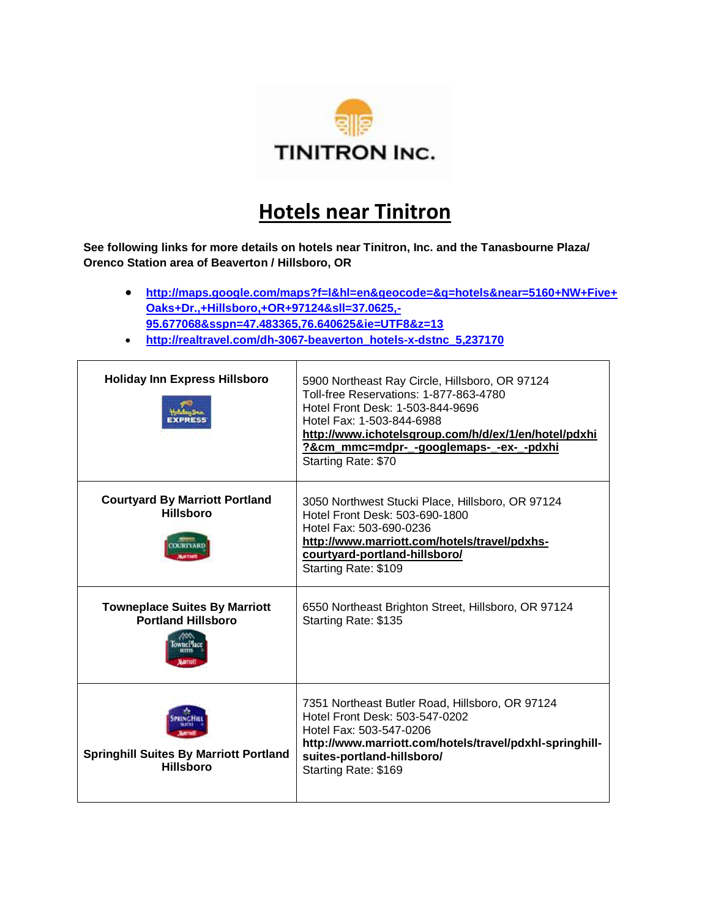TINITRON INC.

# Hotels near Tinitron

**See following links for more details on hotels near Tinitron, Inc. and the Tanasbourne Plaza/ Orenco Station area of Beaverton / Hillsboro, OR**

- **http://maps.google.com/maps?f=l&hl=en&geocode=&q=hotels&near=5160+NW+Five+Oaks+Dr.,+Hillsboro,+OR+97124&sll=37.0625,-95.677068&sspn=47.483365,76.640625&ie=UTF8&z=13**
- **http://realtravel.com/dh-3067-beaverton_hotels-x-dstnc_5,237170**

| | |
|---|---|
| **Holiday Inn Express Hillsboro** | 5900 Northeast Ray Circle, Hillsboro, OR 97124<br>Toll-free Reservations: 1-877-863-4780<br>Hotel Front Desk: 1-503-844-9696<br>Hotel Fax: 1-503-844-6988<br>**http://www.ichotelsgroup.com/h/d/ex/1/en/hotel/pdxhi?&cm_mmc=mdpr-_-googlemaps-_-ex-_-pdxhi**<br>Starting Rate: $70 |
| **Courtyard By Marriott Portland Hillsboro** | 3050 Northwest Stucki Place, Hillsboro, OR 97124<br>Hotel Front Desk: 503-690-1800<br>Hotel Fax: 503-690-0236<br>**http://www.marriott.com/hotels/travel/pdxhs-courtyard-portland-hillsboro/**<br>Starting Rate: $109 |
| **Towneplace Suites By Marriott Portland Hillsboro** | 6550 Northeast Brighton Street, Hillsboro, OR 97124<br>Starting Rate: $135 |
| **Springhill Suites By Marriott Portland Hillsboro** | 7351 Northeast Butler Road, Hillsboro, OR 97124<br>Hotel Front Desk: 503-547-0202<br>Hotel Fax: 503-547-0206<br>**http://www.marriott.com/hotels/travel/pdxhl-springhill-suites-portland-hillsboro/**<br>Starting Rate: $169 |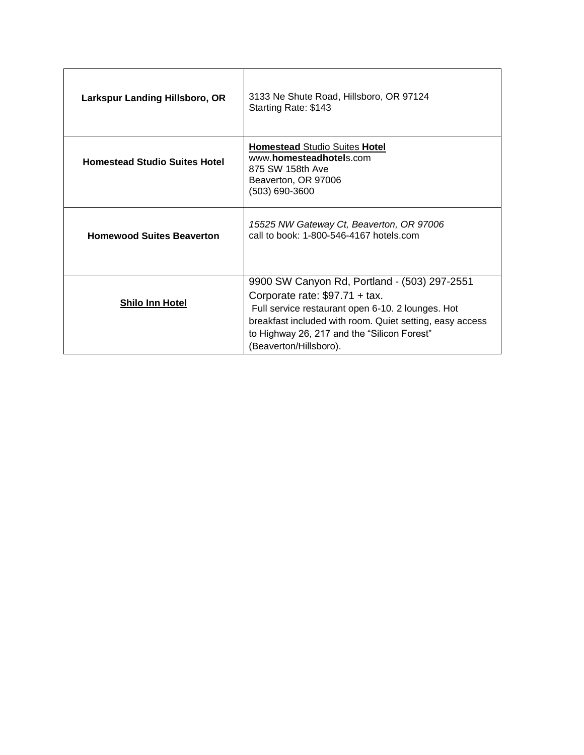| | |
|---|---|
| **Larkspur Landing Hillsboro, OR** | 3133 Ne Shute Road, Hillsboro, OR 97124<br>Starting Rate: $143 |
| **Homestead Studio Suites Hotel** | **Homestead** Studio Suites **Hotel**<br>www.**homesteadhotel**s.com<br>875 SW 158th Ave<br>Beaverton, OR 97006<br>(503) 690-3600 |
| **Homewood Suites Beaverton** | *15525 NW Gateway Ct, Beaverton, OR 97006*<br>call to book: 1-800-546-4167 hotels.com |
| **Shilo Inn Hotel** | 9900 SW Canyon Rd, Portland - (503) 297-2551<br>Corporate rate: $97.71 + tax.<br>Full service restaurant open 6-10. 2 lounges. Hot breakfast included with room. Quiet setting, easy access to Highway 26, 217 and the "Silicon Forest" (Beaverton/Hillsboro). |